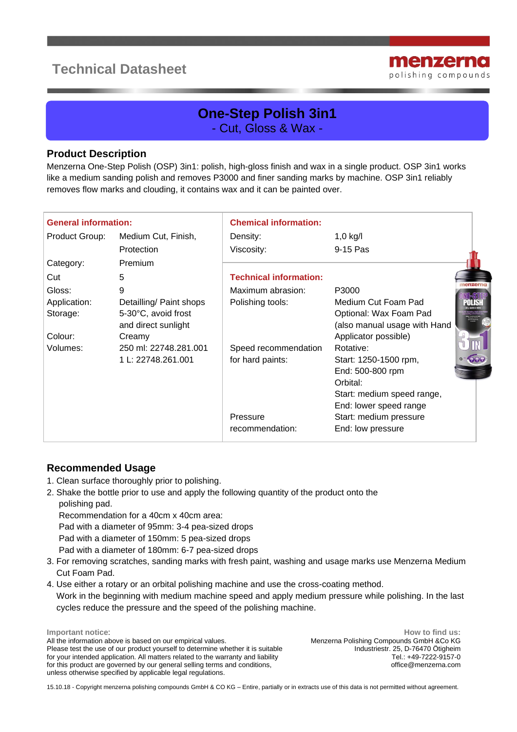# Technical Datasheet

**menzerna**
polishing compounds

## One-Step Polish 3in1
- Cut, Gloss & Wax -

## Product Description

Menzerna One-Step Polish (OSP) 3in1: polish, high-gloss finish and wax in a single product. OSP 3in1 works like a medium sanding polish and removes P3000 and finer sanding marks by machine. OSP 3in1 reliably removes flow marks and clouding, it contains wax and it can be painted over.

| **General information:** | | **Chemical information:** | |
|---|---|---|---|
| Product Group: | Medium Cut, Finish, Protection | Density: | 1,0 kg/l |
| Category: | Premium | Viscosity: | 9-15 Pas |
| Cut | 5 | **Technical information:** | |
| Gloss: | 9 | Maximum abrasion: | P3000 |
| Application: | Detailling/ Paint shops | Polishing tools: | Medium Cut Foam Pad<br>Optional: Wax Foam Pad<br>(also manual usage with Hand Applicator possible) |
| Storage: | 5-30°C, avoid frost and direct sunlight | | |
| Colour: | Creamy | | |
| Volumes: | 250 ml: 22748.281.001<br>1 L: 22748.261.001 | Speed recommendation for hard paints: | Rotative:<br>Start: 1250-1500 rpm,<br>End: 500-800 rpm<br>Orbital:<br>Start: medium speed range,<br>End: lower speed range |
| | | Pressure recommendation: | Start: medium pressure<br>End: low pressure |

## Recommended Usage

1. Clean surface thoroughly prior to polishing.
2. Shake the bottle prior to use and apply the following quantity of the product onto the polishing pad.
   Recommendation for a 40cm x 40cm area:
   Pad with a diameter of 95mm: 3-4 pea-sized drops
   Pad with a diameter of 150mm: 5 pea-sized drops
   Pad with a diameter of 180mm: 6-7 pea-sized drops
3. For removing scratches, sanding marks with fresh paint, washing and usage marks use Menzerna Medium Cut Foam Pad.
4. Use either a rotary or an orbital polishing machine and use the cross-coating method.
   Work in the beginning with medium machine speed and apply medium pressure while polishing. In the last cycles reduce the pressure and the speed of the polishing machine.

**Important notice:**
All the information above is based on our empirical values.
Please test the use of our product yourself to determine whether it is suitable for your intended application. All matters related to the warranty and liability for this product are governed by our general selling terms and conditions, unless otherwise specified by applicable legal regulations.

**How to find us:**
Menzerna Polishing Compounds GmbH &Co KG
Industriestr. 25, D-76470 Ötigheim
Tel.: +49-7222-9157-0
office@menzerna.com

15.10.18 - Copyright menzerna polishing compounds GmbH & CO KG – Entire, partially or in extracts use of this data is not permitted without agreement.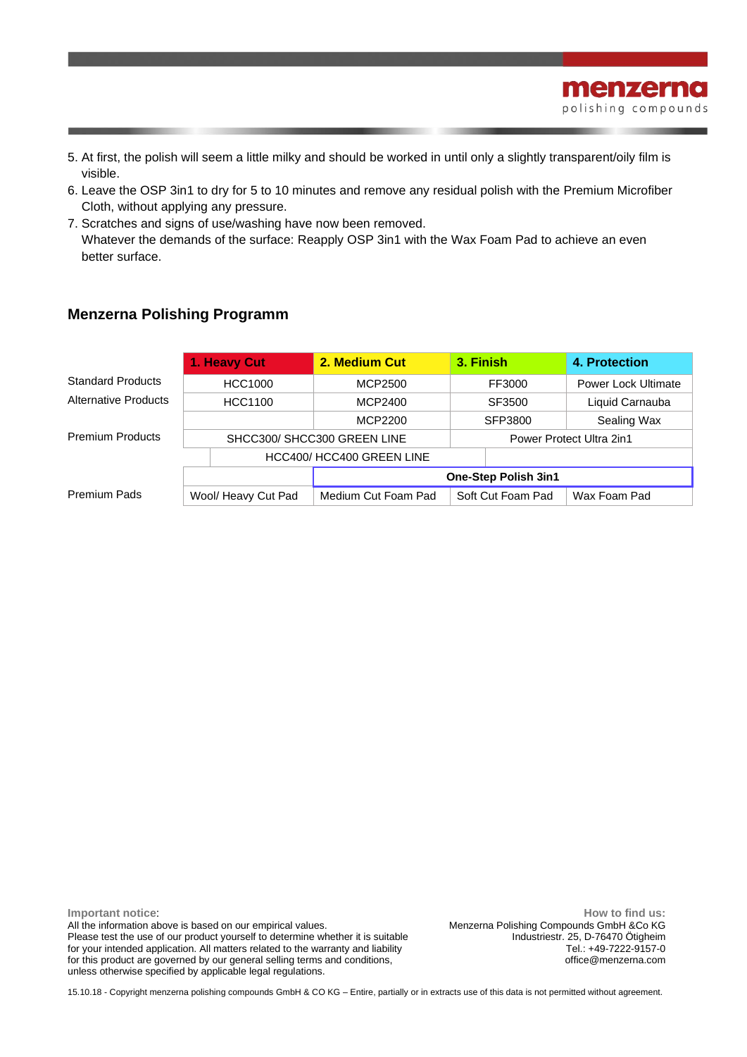5. At first, the polish will seem a little milky and should be worked in until only a slightly transparent/oily film is visible.
6. Leave the OSP 3in1 to dry for 5 to 10 minutes and remove any residual polish with the Premium Microfiber Cloth, without applying any pressure.
7. Scratches and signs of use/washing have now been removed.
   Whatever the demands of the surface: Reapply OSP 3in1 with the Wax Foam Pad to achieve an even better surface.

## Menzerna Polishing Programm

| | 1. Heavy Cut | 2. Medium Cut | 3. Finish | 4. Protection |
|---|---|---|---|---|
| Standard Products | HCC1000 | MCP2500 | FF3000 | Power Lock Ultimate |
| Alternative Products | HCC1100 | MCP2400 | SF3500 | Liquid Carnauba |
| | | MCP2200 | SFP3800 | Sealing Wax |
| Premium Products | SHCC300/ SHCC300 GREEN LINE | | Power Protect Ultra 2in1 | |
| | HCC400/ HCC400 GREEN LINE | | | |
| | | **One-Step Polish 3in1** | | |
| Premium Pads | Wool/ Heavy Cut Pad | Medium Cut Foam Pad | Soft Cut Foam Pad | Wax Foam Pad |

**Important notice:**
All the information above is based on our empirical values.
Please test the use of our product yourself to determine whether it is suitable for your intended application. All matters related to the warranty and liability for this product are governed by our general selling terms and conditions, unless otherwise specified by applicable legal regulations.

**How to find us:**
Menzerna Polishing Compounds GmbH &Co KG
Industriestr. 25, D-76470 Ötigheim
Tel.: +49-7222-9157-0
office@menzerna.com

15.10.18 - Copyright menzerna polishing compounds GmbH & CO KG – Entire, partially or in extracts use of this data is not permitted without agreement.